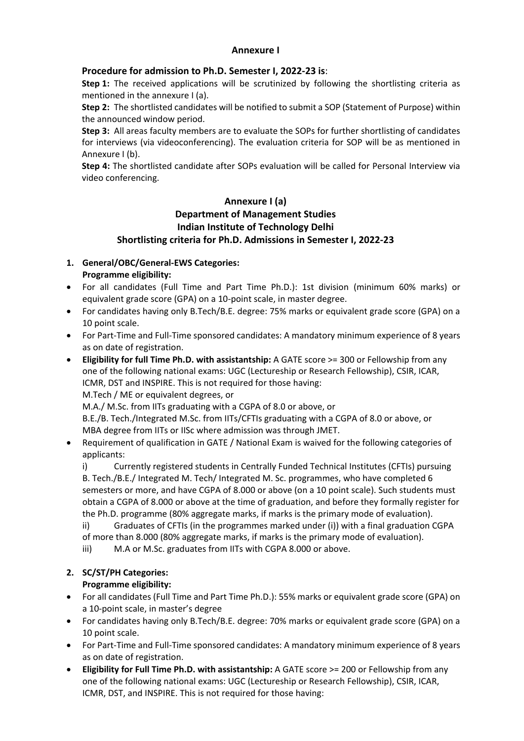## Annexure I

### Procedure for admission to Ph.D. Semester I, 2022-23 is:

**Step 1:** The received applications will be scrutinized by following the shortlisting criteria as mentioned in the annexure I (a).

**Step 2:** The shortlisted candidates will be notified to submit a SOP (Statement of Purpose) within the announced window period.

**Step 3:** All areas faculty members are to evaluate the SOPs for further shortlisting of candidates for interviews (via videoconferencing). The evaluation criteria for SOP will be as mentioned in Annexure I (b).

**Step 4:** The shortlisted candidate after SOPs evaluation will be called for Personal Interview via video conferencing.

## Annexure I (a)
## Department of Management Studies
## Indian Institute of Technology Delhi
## Shortlisting criteria for Ph.D. Admissions in Semester I, 2022-23

1. **General/OBC/General-EWS Categories:**
   **Programme eligibility:**

- For all candidates (Full Time and Part Time Ph.D.): 1st division (minimum 60% marks) or equivalent grade score (GPA) on a 10-point scale, in master degree.
- For candidates having only B.Tech/B.E. degree: 75% marks or equivalent grade score (GPA) on a 10 point scale.
- For Part-Time and Full-Time sponsored candidates: A mandatory minimum experience of 8 years as on date of registration.
- **Eligibility for full Time Ph.D. with assistantship:** A GATE score >= 300 or Fellowship from any one of the following national exams: UGC (Lectureship or Research Fellowship), CSIR, ICAR, ICMR, DST and INSPIRE. This is not required for those having:
  M.Tech / ME or equivalent degrees, or
  M.A./ M.Sc. from IITs graduating with a CGPA of 8.0 or above, or
  B.E./B. Tech./Integrated M.Sc. from IITs/CFTIs graduating with a CGPA of 8.0 or above, or
  MBA degree from IITs or IISc where admission was through JMET.
- Requirement of qualification in GATE / National Exam is waived for the following categories of applicants:
  i) Currently registered students in Centrally Funded Technical Institutes (CFTIs) pursuing B. Tech./B.E./ Integrated M. Tech/ Integrated M. Sc. programmes, who have completed 6 semesters or more, and have CGPA of 8.000 or above (on a 10 point scale). Such students must obtain a CGPA of 8.000 or above at the time of graduation, and before they formally register for the Ph.D. programme (80% aggregate marks, if marks is the primary mode of evaluation).
  ii) Graduates of CFTIs (in the programmes marked under (i)) with a final graduation CGPA of more than 8.000 (80% aggregate marks, if marks is the primary mode of evaluation).
  iii) M.A or M.Sc. graduates from IITs with CGPA 8.000 or above.

2. **SC/ST/PH Categories:**
   **Programme eligibility:**

- For all candidates (Full Time and Part Time Ph.D.): 55% marks or equivalent grade score (GPA) on a 10-point scale, in master's degree
- For candidates having only B.Tech/B.E. degree: 70% marks or equivalent grade score (GPA) on a 10 point scale.
- For Part-Time and Full-Time sponsored candidates: A mandatory minimum experience of 8 years as on date of registration.
- **Eligibility for Full Time Ph.D. with assistantship:** A GATE score >= 200 or Fellowship from any one of the following national exams: UGC (Lectureship or Research Fellowship), CSIR, ICAR, ICMR, DST, and INSPIRE. This is not required for those having: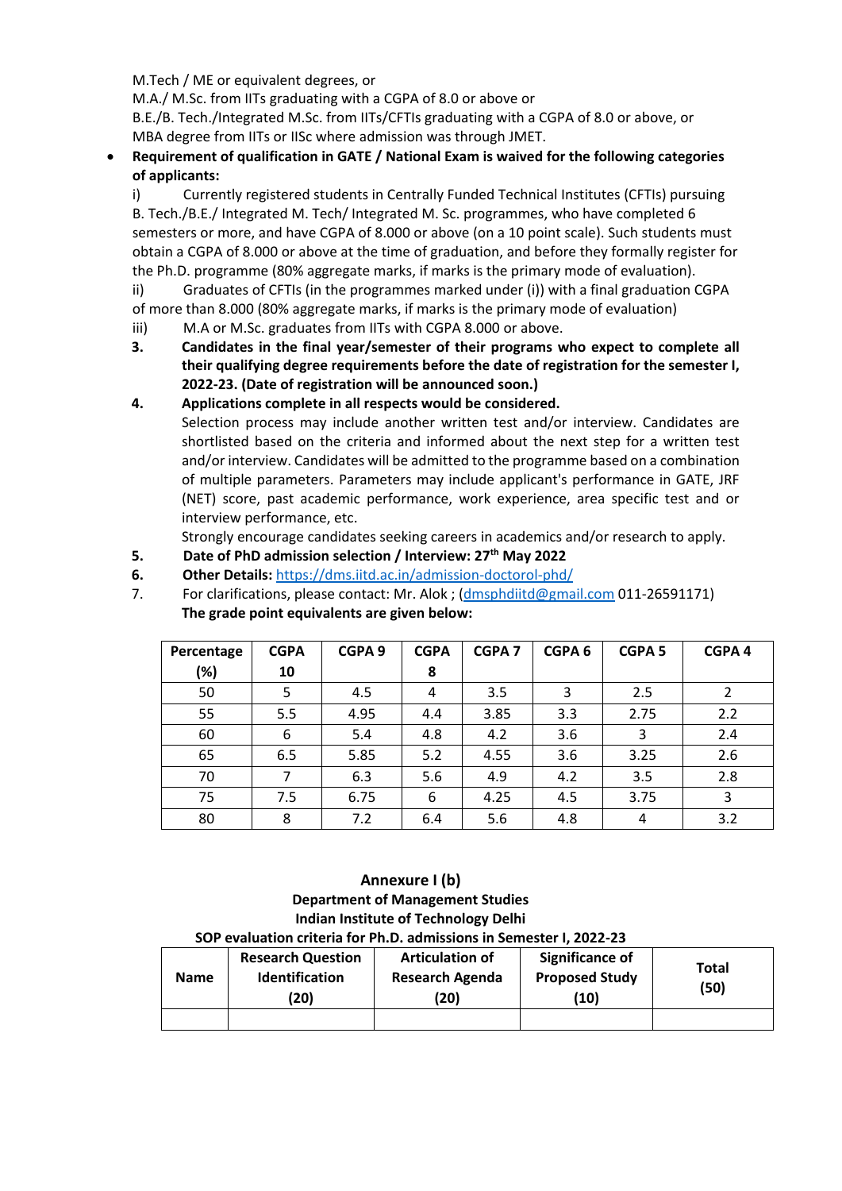M.Tech / ME or equivalent degrees, or
M.A./ M.Sc. from IITs graduating with a CGPA of 8.0 or above or
B.E./B. Tech./Integrated M.Sc. from IITs/CFTIs graduating with a CGPA of 8.0 or above, or
MBA degree from IITs or IISc where admission was through JMET.

- **Requirement of qualification in GATE / National Exam is waived for the following categories of applicants:**

  i) Currently registered students in Centrally Funded Technical Institutes (CFTIs) pursuing B. Tech./B.E./ Integrated M. Tech/ Integrated M. Sc. programmes, who have completed 6 semesters or more, and have CGPA of 8.000 or above (on a 10 point scale). Such students must obtain a CGPA of 8.000 or above at the time of graduation, and before they formally register for the Ph.D. programme (80% aggregate marks, if marks is the primary mode of evaluation).

  ii) Graduates of CFTIs (in the programmes marked under (i)) with a final graduation CGPA of more than 8.000 (80% aggregate marks, if marks is the primary mode of evaluation)

  iii) M.A or M.Sc. graduates from IITs with CGPA 8.000 or above.

3. **Candidates in the final year/semester of their programs who expect to complete all their qualifying degree requirements before the date of registration for the semester I, 2022-23. (Date of registration will be announced soon.)**
4. **Applications complete in all respects would be considered.**
   Selection process may include another written test and/or interview. Candidates are shortlisted based on the criteria and informed about the next step for a written test and/or interview. Candidates will be admitted to the programme based on a combination of multiple parameters. Parameters may include applicant's performance in GATE, JRF (NET) score, past academic performance, work experience, area specific test and or interview performance, etc.
   Strongly encourage candidates seeking careers in academics and/or research to apply.
5. **Date of PhD admission selection / Interview: 27th May 2022**
6. **Other Details:** https://dms.iitd.ac.in/admission-doctorol-phd/
7. For clarifications, please contact: Mr. Alok ; (dmsphdiitd@gmail.com 011-26591171)
   **The grade point equivalents are given below:**

| Percentage (%) | CGPA 10 | CGPA 9 | CGPA 8 | CGPA 7 | CGPA 6 | CGPA 5 | CGPA 4 |
|---|---|---|---|---|---|---|---|
| 50 | 5 | 4.5 | 4 | 3.5 | 3 | 2.5 | 2 |
| 55 | 5.5 | 4.95 | 4.4 | 3.85 | 3.3 | 2.75 | 2.2 |
| 60 | 6 | 5.4 | 4.8 | 4.2 | 3.6 | 3 | 2.4 |
| 65 | 6.5 | 5.85 | 5.2 | 4.55 | 3.6 | 3.25 | 2.6 |
| 70 | 7 | 6.3 | 5.6 | 4.9 | 4.2 | 3.5 | 2.8 |
| 75 | 7.5 | 6.75 | 6 | 4.25 | 4.5 | 3.75 | 3 |
| 80 | 8 | 7.2 | 6.4 | 5.6 | 4.8 | 4 | 3.2 |

## Annexure I (b)

### Department of Management Studies
### Indian Institute of Technology Delhi
### SOP evaluation criteria for Ph.D. admissions in Semester I, 2022-23

| Name | Research Question Identification (20) | Articulation of Research Agenda (20) | Significance of Proposed Study (10) | Total (50) |
|---|---|---|---|---|
| | | | | |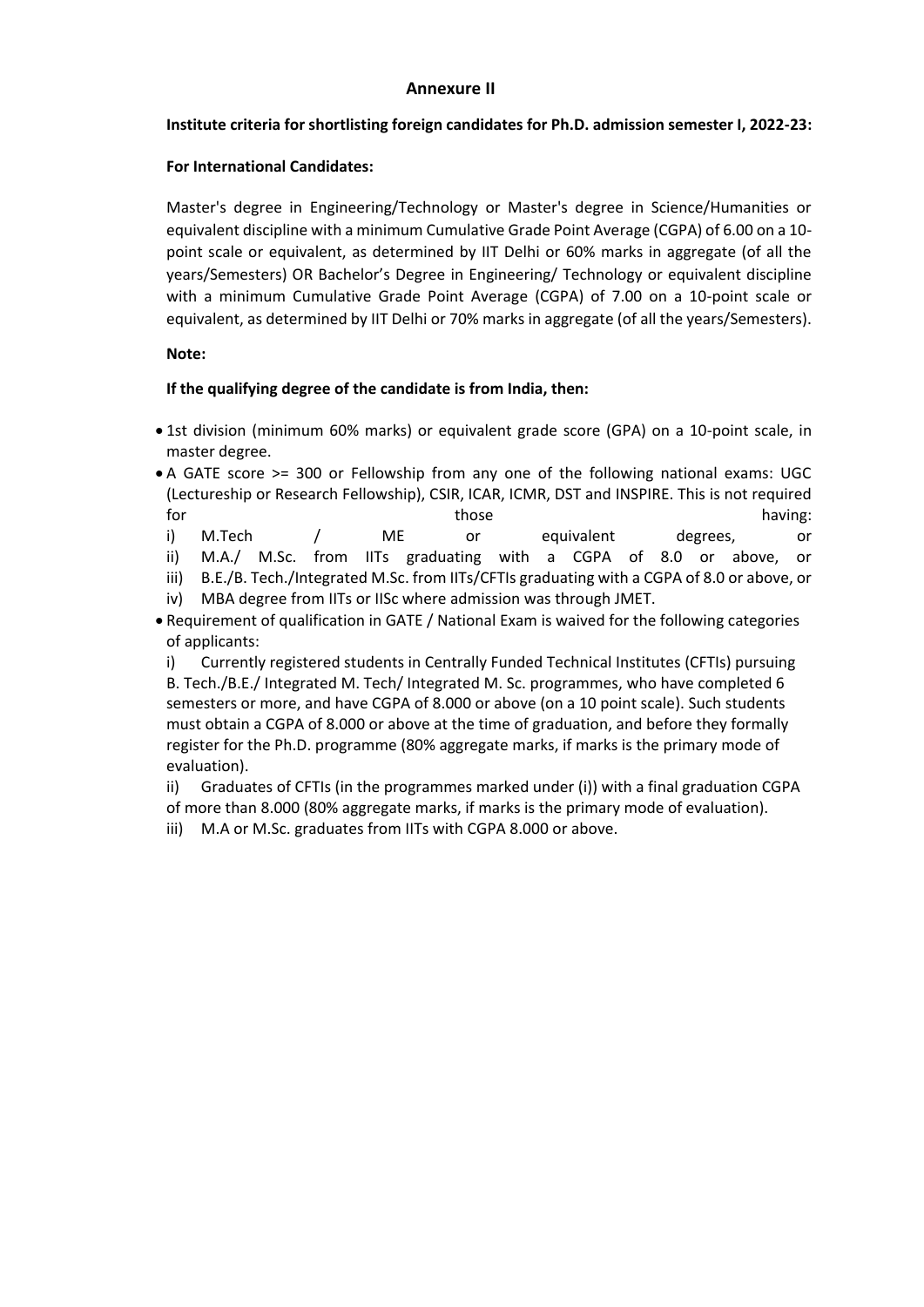## Annexure II

**Institute criteria for shortlisting foreign candidates for Ph.D. admission semester I, 2022-23:**

**For International Candidates:**

Master's degree in Engineering/Technology or Master's degree in Science/Humanities or equivalent discipline with a minimum Cumulative Grade Point Average (CGPA) of 6.00 on a 10-point scale or equivalent, as determined by IIT Delhi or 60% marks in aggregate (of all the years/Semesters) OR Bachelor's Degree in Engineering/ Technology or equivalent discipline with a minimum Cumulative Grade Point Average (CGPA) of 7.00 on a 10-point scale or equivalent, as determined by IIT Delhi or 70% marks in aggregate (of all the years/Semesters).

**Note:**

**If the qualifying degree of the candidate is from India, then:**

- 1st division (minimum 60% marks) or equivalent grade score (GPA) on a 10-point scale, in master degree.
- A GATE score >= 300 or Fellowship from any one of the following national exams: UGC (Lectureship or Research Fellowship), CSIR, ICAR, ICMR, DST and INSPIRE. This is not required for those having:
  i) M.Tech / ME or equivalent degrees, or
  ii) M.A./ M.Sc. from IITs graduating with a CGPA of 8.0 or above, or
  iii) B.E./B. Tech./Integrated M.Sc. from IITs/CFTIs graduating with a CGPA of 8.0 or above, or
  iv) MBA degree from IITs or IISc where admission was through JMET.
- Requirement of qualification in GATE / National Exam is waived for the following categories of applicants:
  i) Currently registered students in Centrally Funded Technical Institutes (CFTIs) pursuing B. Tech./B.E./ Integrated M. Tech/ Integrated M. Sc. programmes, who have completed 6 semesters or more, and have CGPA of 8.000 or above (on a 10 point scale). Such students must obtain a CGPA of 8.000 or above at the time of graduation, and before they formally register for the Ph.D. programme (80% aggregate marks, if marks is the primary mode of evaluation).
  ii) Graduates of CFTIs (in the programmes marked under (i)) with a final graduation CGPA of more than 8.000 (80% aggregate marks, if marks is the primary mode of evaluation).
  iii) M.A or M.Sc. graduates from IITs with CGPA 8.000 or above.